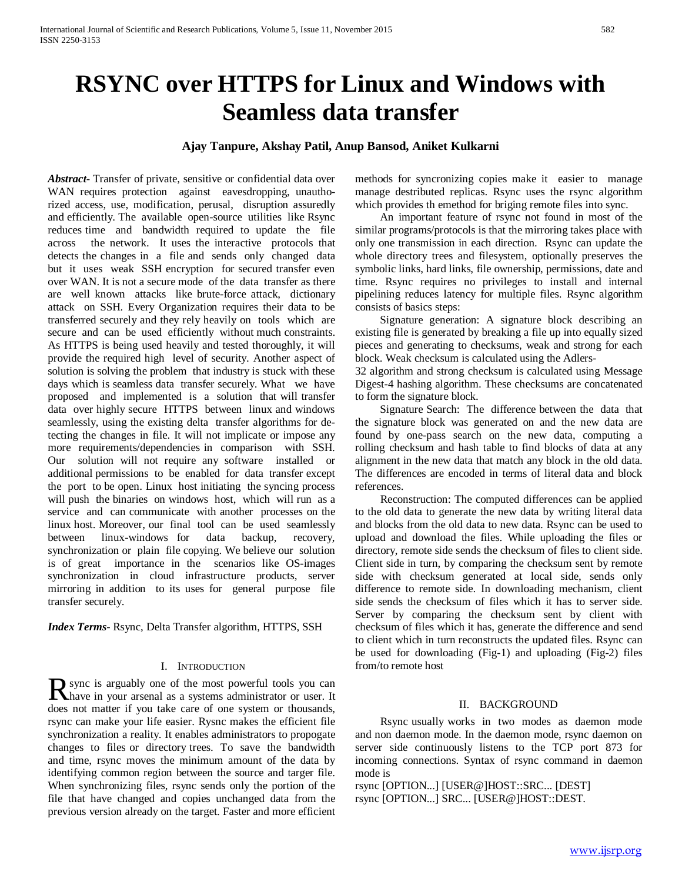# RSYNC over HTTPS for Linux and Windows with Seamless data transfer

**Ajay Tanpure, Akshay Patil, Anup Bansod, Aniket Kulkarni**

***Abstract*-** Transfer of private, sensitive or confidential data over WAN requires protection against eavesdropping, unauthorized access, use, modification, perusal, disruption assuredly and efficiently. The available open-source utilities like Rsync reduces time and bandwidth required to update the file across the network. It uses the interactive protocols that detects the changes in a file and sends only changed data but it uses weak SSH encryption for secured transfer even over WAN. It is not a secure mode of the data transfer as there are well known attacks like brute-force attack, dictionary attack on SSH. Every Organization requires their data to be transferred securely and they rely heavily on tools which are secure and can be used efficiently without much constraints. As HTTPS is being used heavily and tested thoroughly, it will provide the required high level of security. Another aspect of solution is solving the problem that industry is stuck with these days which is seamless data transfer securely. What we have proposed and implemented is a solution that will transfer data over highly secure HTTPS between linux and windows seamlessly, using the existing delta transfer algorithms for detecting the changes in file. It will not implicate or impose any more requirements/dependencies in comparison with SSH. Our solution will not require any software installed or additional permissions to be enabled for data transfer except the port to be open. Linux host initiating the syncing process will push the binaries on windows host, which will run as a service and can communicate with another processes on the linux host. Moreover, our final tool can be used seamlessly between linux-windows for data backup, recovery, synchronization or plain file copying. We believe our solution is of great importance in the scenarios like OS-images synchronization in cloud infrastructure products, server mirroring in addition to its uses for general purpose file transfer securely.

***Index Terms*-** Rsync, Delta Transfer algorithm, HTTPS, SSH

## I. Introduction

Rsync is arguably one of the most powerful tools you can have in your arsenal as a systems administrator or user. It does not matter if you take care of one system or thousands, rsync can make your life easier. Rysnc makes the efficient file synchronization a reality. It enables administrators to propogate changes to files or directory trees. To save the bandwidth and time, rsync moves the minimum amount of the data by identifying common region between the source and targer file. When synchronizing files, rsync sends only the portion of the file that have changed and copies unchanged data from the previous version already on the target. Faster and more efficient methods for syncronizing copies make it easier to manage manage destributed replicas. Rsync uses the rsync algorithm which provides th emethod for briging remote files into sync.

An important feature of rsync not found in most of the similar programs/protocols is that the mirroring takes place with only one transmission in each direction. Rsync can update the whole directory trees and filesystem, optionally preserves the symbolic links, hard links, file ownership, permissions, date and time. Rsync requires no privileges to install and internal pipelining reduces latency for multiple files. Rsync algorithm consists of basics steps:

Signature generation: A signature block describing an existing file is generated by breaking a file up into equally sized pieces and generating to checksums, weak and strong for each block. Weak checksum is calculated using the Adlers-32 algorithm and strong checksum is calculated using Message Digest-4 hashing algorithm. These checksums are concatenated to form the signature block.

Signature Search: The difference between the data that the signature block was generated on and the new data are found by one-pass search on the new data, computing a rolling checksum and hash table to find blocks of data at any alignment in the new data that match any block in the old data. The differences are encoded in terms of literal data and block references.

Reconstruction: The computed differences can be applied to the old data to generate the new data by writing literal data and blocks from the old data to new data. Rsync can be used to upload and download the files. While uploading the files or directory, remote side sends the checksum of files to client side. Client side in turn, by comparing the checksum sent by remote side with checksum generated at local side, sends only difference to remote side. In downloading mechanism, client side sends the checksum of files which it has to server side. Server by comparing the checksum sent by client with checksum of files which it has, generate the difference and send to client which in turn reconstructs the updated files. Rsync can be used for downloading (Fig-1) and uploading (Fig-2) files from/to remote host

## II. Background

Rsync usually works in two modes as daemon mode and non daemon mode. In the daemon mode, rsync daemon on server side continuously listens to the TCP port 873 for incoming connections. Syntax of rsync command in daemon mode is

```
rsync [OPTION...] [USER@]HOST::SRC... [DEST]
rsync [OPTION...] SRC... [USER@]HOST::DEST.
```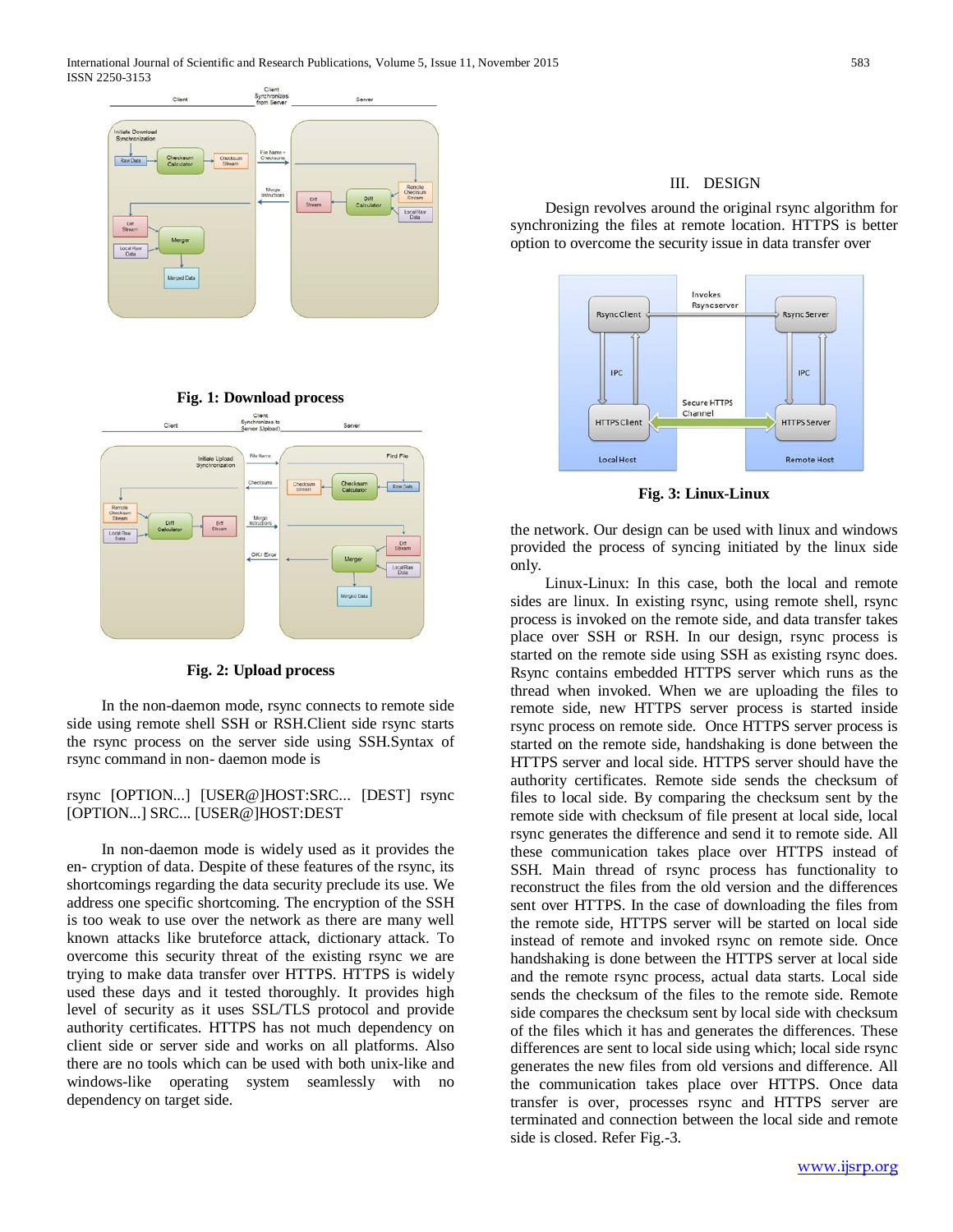**Fig. 1: Download process**

**Fig. 2: Upload process**

In the non-daemon mode, rsync connects to remote side side using remote shell SSH or RSH.Client side rsync starts the rsync process on the server side using SSH.Syntax of rsync command in non- daemon mode is

rsync [OPTION...] [USER@]HOST:SRC... [DEST] rsync [OPTION...] SRC... [USER@]HOST:DEST

In non-daemon mode is widely used as it provides the en- cryption of data. Despite of these features of the rsync, its shortcomings regarding the data security preclude its use. We address one specific shortcoming. The encryption of the SSH is too weak to use over the network as there are many well known attacks like bruteforce attack, dictionary attack. To overcome this security threat of the existing rsync we are trying to make data transfer over HTTPS. HTTPS is widely used these days and it tested thoroughly. It provides high level of security as it uses SSL/TLS protocol and provide authority certificates. HTTPS has not much dependency on client side or server side and works on all platforms. Also there are no tools which can be used with both unix-like and windows-like operating system seamlessly with no dependency on target side.

## III. DESIGN

Design revolves around the original rsync algorithm for synchronizing the files at remote location. HTTPS is better option to overcome the security issue in data transfer over

**Fig. 3: Linux-Linux**

the network. Our design can be used with linux and windows provided the process of syncing initiated by the linux side only.

Linux-Linux: In this case, both the local and remote sides are linux. In existing rsync, using remote shell, rsync process is invoked on the remote side, and data transfer takes place over SSH or RSH. In our design, rsync process is started on the remote side using SSH as existing rsync does. Rsync contains embedded HTTPS server which runs as the thread when invoked. When we are uploading the files to remote side, new HTTPS server process is started inside rsync process on remote side. Once HTTPS server process is started on the remote side, handshaking is done between the HTTPS server and local side. HTTPS server should have the authority certificates. Remote side sends the checksum of files to local side. By comparing the checksum sent by the remote side with checksum of file present at local side, local rsync generates the difference and send it to remote side. All these communication takes place over HTTPS instead of SSH. Main thread of rsync process has functionality to reconstruct the files from the old version and the differences sent over HTTPS. In the case of downloading the files from the remote side, HTTPS server will be started on local side instead of remote and invoked rsync on remote side. Once handshaking is done between the HTTPS server at local side and the remote rsync process, actual data starts. Local side sends the checksum of the files to the remote side. Remote side compares the checksum sent by local side with checksum of the files which it has and generates the differences. These differences are sent to local side using which; local side rsync generates the new files from old versions and difference. All the communication takes place over HTTPS. Once data transfer is over, processes rsync and HTTPS server are terminated and connection between the local side and remote side is closed. Refer Fig.-3.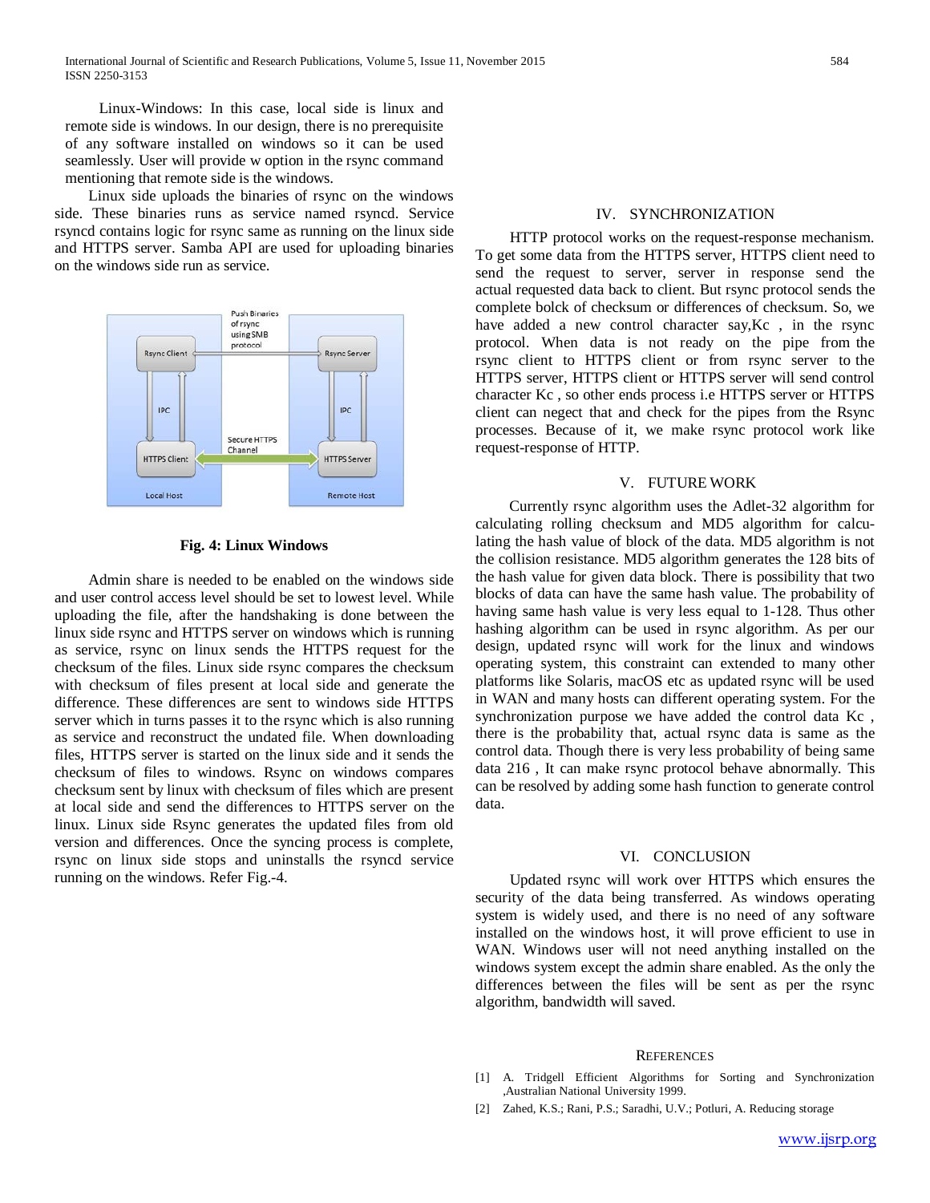Linux-Windows: In this case, local side is linux and remote side is windows. In our design, there is no prerequisite of any software installed on windows so it can be used seamlessly. User will provide w option in the rsync command mentioning that remote side is the windows.

Linux side uploads the binaries of rsync on the windows side. These binaries runs as service named rsyncd. Service rsyncd contains logic for rsync same as running on the linux side and HTTPS server. Samba API are used for uploading binaries on the windows side run as service.

**Fig. 4: Linux Windows**

Admin share is needed to be enabled on the windows side and user control access level should be set to lowest level. While uploading the file, after the handshaking is done between the linux side rsync and HTTPS server on windows which is running as service, rsync on linux sends the HTTPS request for the checksum of the files. Linux side rsync compares the checksum with checksum of files present at local side and generate the difference. These differences are sent to windows side HTTPS server which in turns passes it to the rsync which is also running as service and reconstruct the undated file. When downloading files, HTTPS server is started on the linux side and it sends the checksum of files to windows. Rsync on windows compares checksum sent by linux with checksum of files which are present at local side and send the differences to HTTPS server on the linux. Linux side Rsync generates the updated files from old version and differences. Once the syncing process is complete, rsync on linux side stops and uninstalls the rsyncd service running on the windows. Refer Fig.-4.

## IV. SYNCHRONIZATION

HTTP protocol works on the request-response mechanism. To get some data from the HTTPS server, HTTPS client need to send the request to server, server in response send the actual requested data back to client. But rsync protocol sends the complete bolck of checksum or differences of checksum. So, we have added a new control character say,Kc , in the rsync protocol. When data is not ready on the pipe from the rsync client to HTTPS client or from rsync server to the HTTPS server, HTTPS client or HTTPS server will send control character Kc , so other ends process i.e HTTPS server or HTTPS client can negect that and check for the pipes from the Rsync processes. Because of it, we make rsync protocol work like request-response of HTTP.

## V. FUTURE WORK

Currently rsync algorithm uses the Adlet-32 algorithm for calculating rolling checksum and MD5 algorithm for calculating the hash value of block of the data. MD5 algorithm is not the collision resistance. MD5 algorithm generates the 128 bits of the hash value for given data block. There is possibility that two blocks of data can have the same hash value. The probability of having same hash value is very less equal to 1-128. Thus other hashing algorithm can be used in rsync algorithm. As per our design, updated rsync will work for the linux and windows operating system, this constraint can extended to many other platforms like Solaris, macOS etc as updated rsync will be used in WAN and many hosts can different operating system. For the synchronization purpose we have added the control data Kc , there is the probability that, actual rsync data is same as the control data. Though there is very less probability of being same data 216 , It can make rsync protocol behave abnormally. This can be resolved by adding some hash function to generate control data.

## VI. CONCLUSION

Updated rsync will work over HTTPS which ensures the security of the data being transferred. As windows operating system is widely used, and there is no need of any software installed on the windows host, it will prove efficient to use in WAN. Windows user will not need anything installed on the windows system except the admin share enabled. As the only the differences between the files will be sent as per the rsync algorithm, bandwidth will saved.

## REFERENCES

[1] A. Tridgell Efficient Algorithms for Sorting and Synchronization ,Australian National University 1999.

[2] Zahed, K.S.; Rani, P.S.; Saradhi, U.V.; Potluri, A. Reducing storage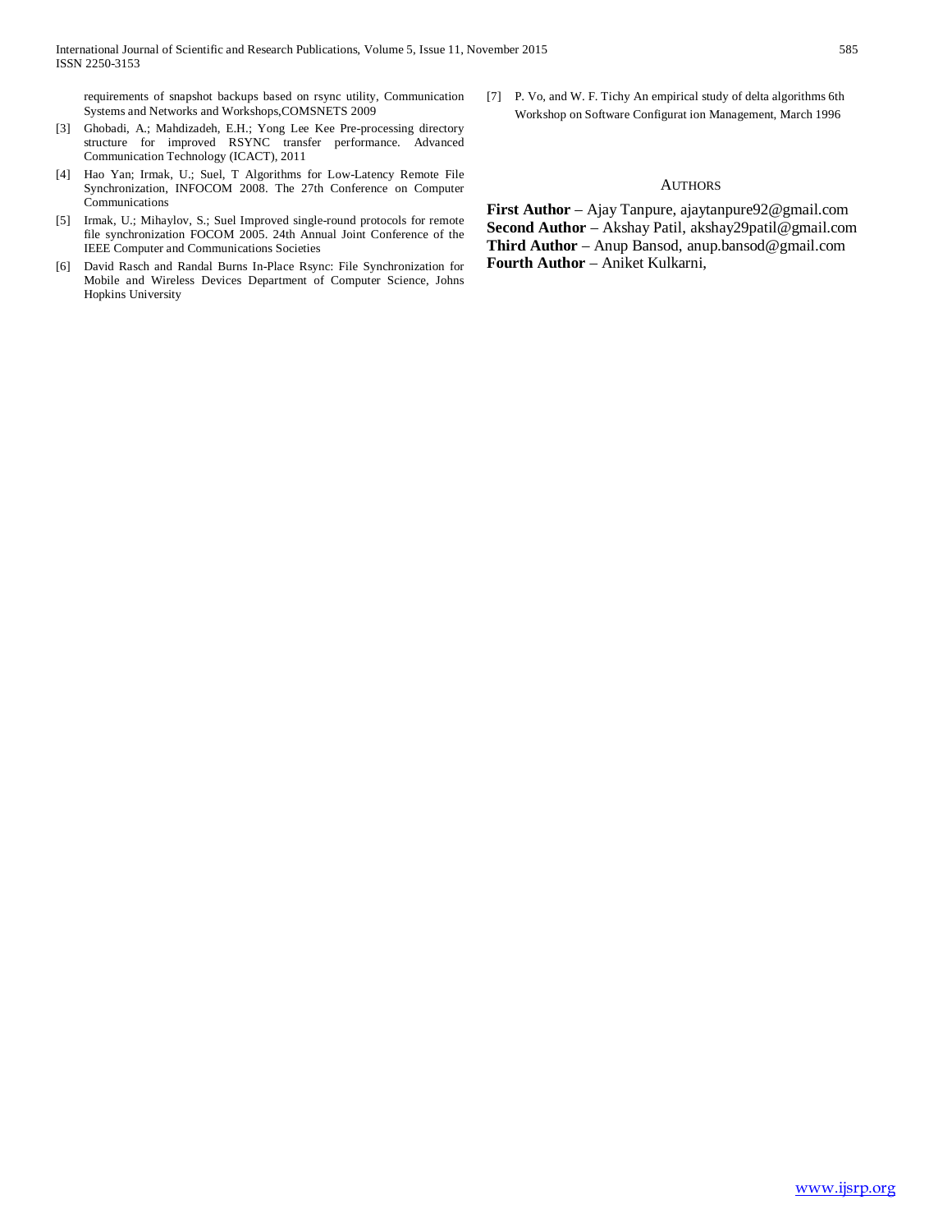requirements of snapshot backups based on rsync utility, Communication Systems and Networks and Workshops,COMSNETS 2009

[3] Ghobadi, A.; Mahdizadeh, E.H.; Yong Lee Kee Pre-processing directory structure for improved RSYNC transfer performance. Advanced Communication Technology (ICACT), 2011

[4] Hao Yan; Irmak, U.; Suel, T Algorithms for Low-Latency Remote File Synchronization, INFOCOM 2008. The 27th Conference on Computer Communications

[5] Irmak, U.; Mihaylov, S.; Suel Improved single-round protocols for remote file synchronization FOCOM 2005. 24th Annual Joint Conference of the IEEE Computer and Communications Societies

[6] David Rasch and Randal Burns In-Place Rsync: File Synchronization for Mobile and Wireless Devices Department of Computer Science, Johns Hopkins University

[7] P. Vo, and W. F. Tichy An empirical study of delta algorithms 6th Workshop on Software Configurat ion Management, March 1996

## AUTHORS

**First Author** – Ajay Tanpure, ajaytanpure92@gmail.com
**Second Author** – Akshay Patil, akshay29patil@gmail.com
**Third Author** – Anup Bansod, anup.bansod@gmail.com
**Fourth Author** – Aniket Kulkarni,